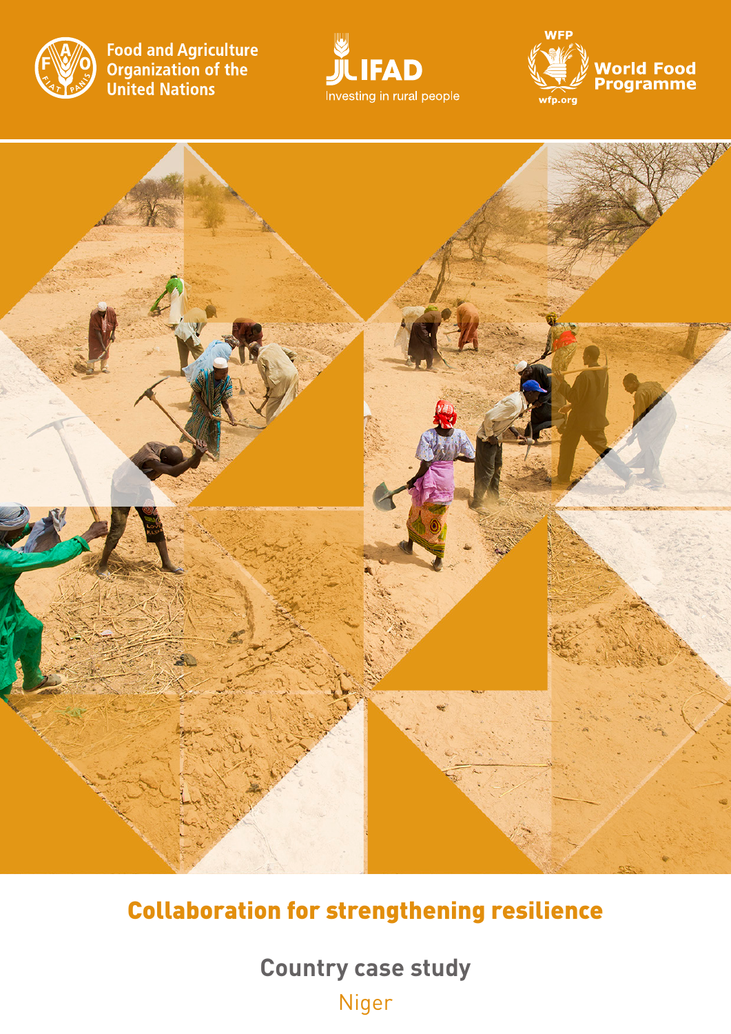Food and Agriculture Organization of the United Nations

IFAD
Investing in rural people

WFP
World Food Programme
wfp.org

# Collaboration for strengthening resilience

## Country case study

Niger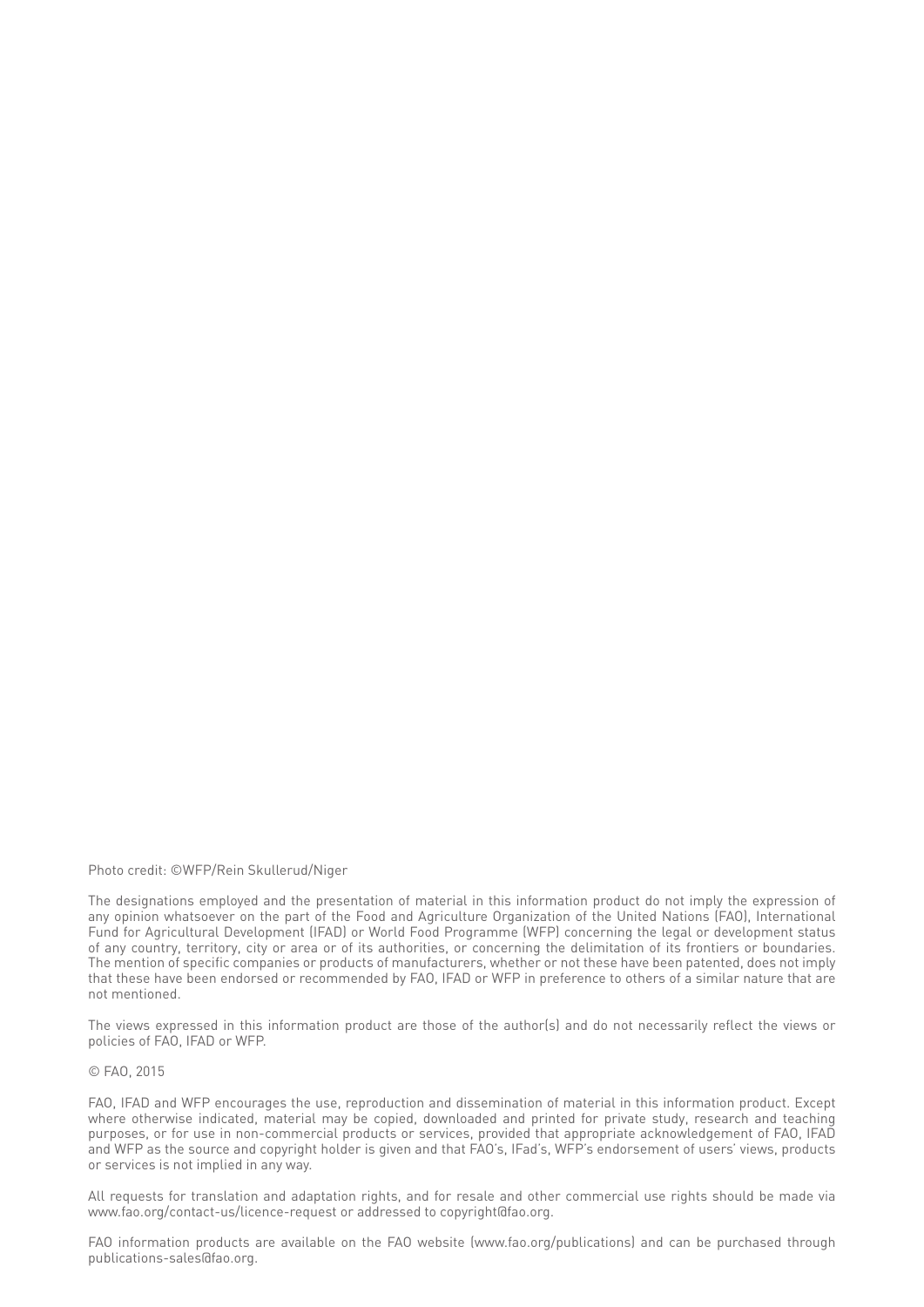Photo credit: ©WFP/Rein Skullerud/Niger

The designations employed and the presentation of material in this information product do not imply the expression of any opinion whatsoever on the part of the Food and Agriculture Organization of the United Nations (FAO), International Fund for Agricultural Development (IFAD) or World Food Programme (WFP) concerning the legal or development status of any country, territory, city or area or of its authorities, or concerning the delimitation of its frontiers or boundaries. The mention of specific companies or products of manufacturers, whether or not these have been patented, does not imply that these have been endorsed or recommended by FAO, IFAD or WFP in preference to others of a similar nature that are not mentioned.

The views expressed in this information product are those of the author(s) and do not necessarily reflect the views or policies of FAO, IFAD or WFP.

© FAO, 2015

FAO, IFAD and WFP encourages the use, reproduction and dissemination of material in this information product. Except where otherwise indicated, material may be copied, downloaded and printed for private study, research and teaching purposes, or for use in non-commercial products or services, provided that appropriate acknowledgement of FAO, IFAD and WFP as the source and copyright holder is given and that FAO's, IFad's, WFP's endorsement of users' views, products or services is not implied in any way.

All requests for translation and adaptation rights, and for resale and other commercial use rights should be made via www.fao.org/contact-us/licence-request or addressed to copyright@fao.org.

FAO information products are available on the FAO website (www.fao.org/publications) and can be purchased through publications-sales@fao.org.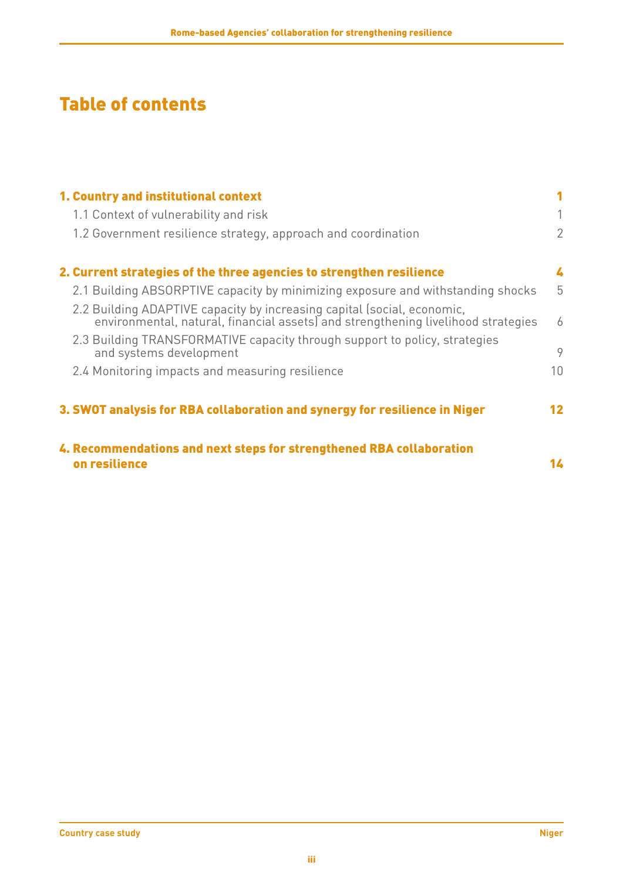# Table of contents

**1. Country and institutional context** — 1

- 1.1 Context of vulnerability and risk — 1
- 1.2 Government resilience strategy, approach and coordination — 2

**2. Current strategies of the three agencies to strengthen resilience** — 4

- 2.1 Building ABSORPTIVE capacity by minimizing exposure and withstanding shocks — 5
- 2.2 Building ADAPTIVE capacity by increasing capital (social, economic, environmental, natural, financial assets) and strengthening livelihood strategies — 6
- 2.3 Building TRANSFORMATIVE capacity through support to policy, strategies and systems development — 9
- 2.4 Monitoring impacts and measuring resilience — 10

**3. SWOT analysis for RBA collaboration and synergy for resilience in Niger** — 12

**4. Recommendations and next steps for strengthened RBA collaboration on resilience** — 14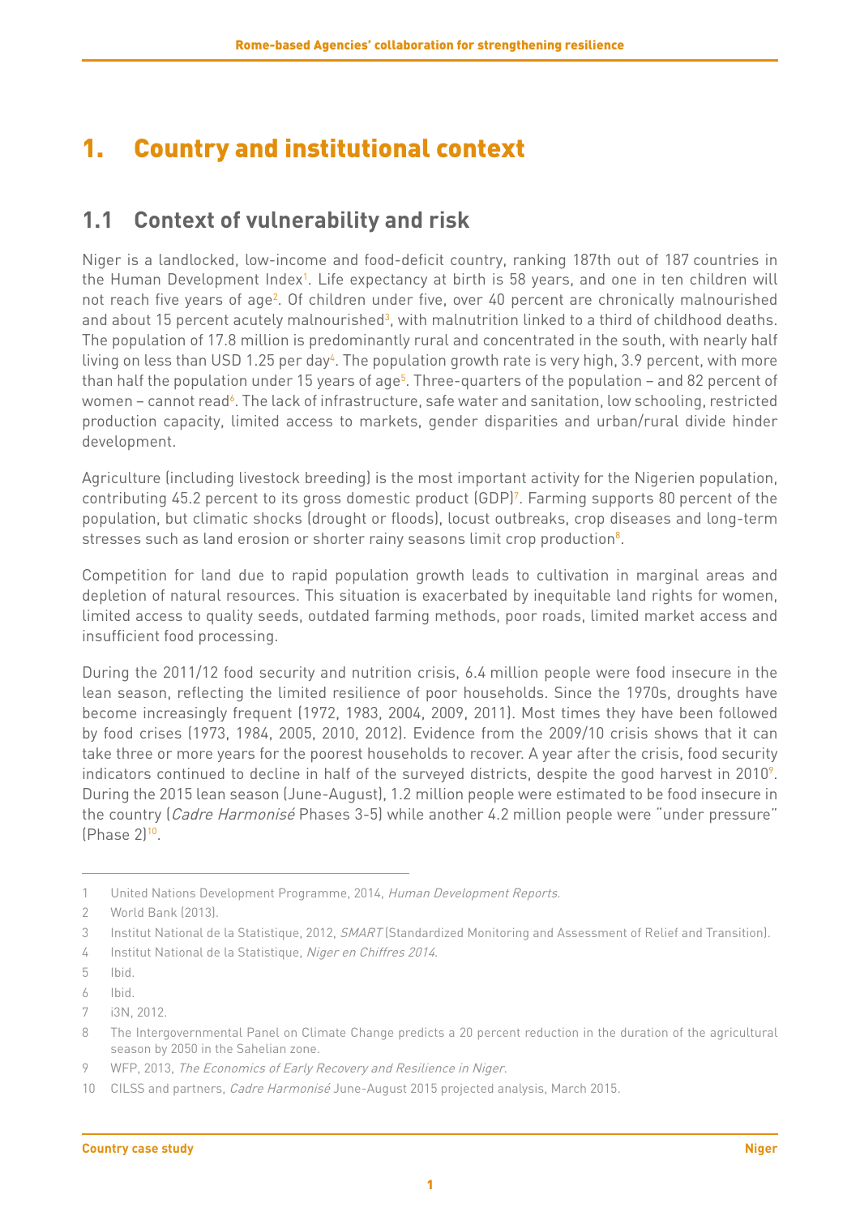# 1. Country and institutional context

## 1.1 Context of vulnerability and risk

Niger is a landlocked, low-income and food-deficit country, ranking 187th out of 187 countries in the Human Development Index[1]. Life expectancy at birth is 58 years, and one in ten children will not reach five years of age[2]. Of children under five, over 40 percent are chronically malnourished and about 15 percent acutely malnourished[3], with malnutrition linked to a third of childhood deaths. The population of 17.8 million is predominantly rural and concentrated in the south, with nearly half living on less than USD 1.25 per day[4]. The population growth rate is very high, 3.9 percent, with more than half the population under 15 years of age[5]. Three-quarters of the population – and 82 percent of women – cannot read[6]. The lack of infrastructure, safe water and sanitation, low schooling, restricted production capacity, limited access to markets, gender disparities and urban/rural divide hinder development.

Agriculture (including livestock breeding) is the most important activity for the Nigerien population, contributing 45.2 percent to its gross domestic product (GDP)[7]. Farming supports 80 percent of the population, but climatic shocks (drought or floods), locust outbreaks, crop diseases and long-term stresses such as land erosion or shorter rainy seasons limit crop production[8].

Competition for land due to rapid population growth leads to cultivation in marginal areas and depletion of natural resources. This situation is exacerbated by inequitable land rights for women, limited access to quality seeds, outdated farming methods, poor roads, limited market access and insufficient food processing.

During the 2011/12 food security and nutrition crisis, 6.4 million people were food insecure in the lean season, reflecting the limited resilience of poor households. Since the 1970s, droughts have become increasingly frequent (1972, 1983, 2004, 2009, 2011). Most times they have been followed by food crises (1973, 1984, 2005, 2010, 2012). Evidence from the 2009/10 crisis shows that it can take three or more years for the poorest households to recover. A year after the crisis, food security indicators continued to decline in half of the surveyed districts, despite the good harvest in 2010[9]. During the 2015 lean season (June-August), 1.2 million people were estimated to be food insecure in the country (*Cadre Harmonisé* Phases 3-5) while another 4.2 million people were "under pressure" (Phase 2)[10].

---

1 United Nations Development Programme, 2014, *Human Development Reports*.

2 World Bank (2013).

3 Institut National de la Statistique, 2012, *SMART* (Standardized Monitoring and Assessment of Relief and Transition).

4 Institut National de la Statistique, *Niger en Chiffres 2014*.

5 Ibid.

6 Ibid.

7 i3N, 2012.

8 The Intergovernmental Panel on Climate Change predicts a 20 percent reduction in the duration of the agricultural season by 2050 in the Sahelian zone.

9 WFP, 2013, *The Economics of Early Recovery and Resilience in Niger*.

10 CILSS and partners, *Cadre Harmonisé* June-August 2015 projected analysis, March 2015.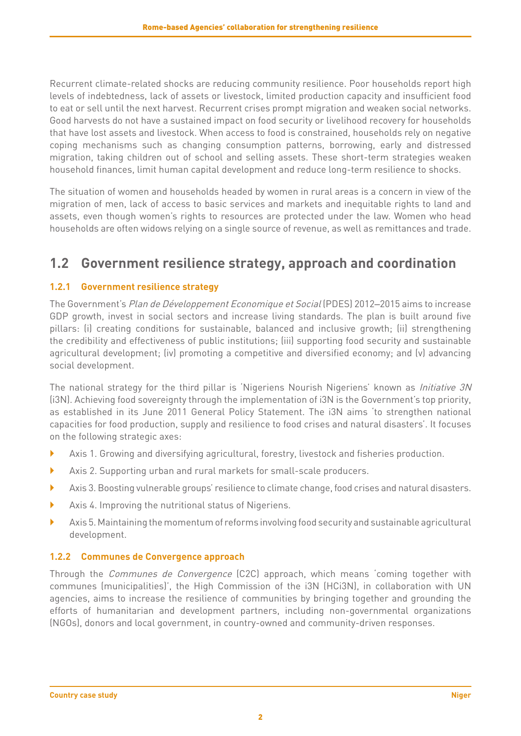Recurrent climate-related shocks are reducing community resilience. Poor households report high levels of indebtedness, lack of assets or livestock, limited production capacity and insufficient food to eat or sell until the next harvest. Recurrent crises prompt migration and weaken social networks. Good harvests do not have a sustained impact on food security or livelihood recovery for households that have lost assets and livestock. When access to food is constrained, households rely on negative coping mechanisms such as changing consumption patterns, borrowing, early and distressed migration, taking children out of school and selling assets. These short-term strategies weaken household finances, limit human capital development and reduce long-term resilience to shocks.

The situation of women and households headed by women in rural areas is a concern in view of the migration of men, lack of access to basic services and markets and inequitable rights to land and assets, even though women's rights to resources are protected under the law. Women who head households are often widows relying on a single source of revenue, as well as remittances and trade.

## 1.2 Government resilience strategy, approach and coordination

### 1.2.1 Government resilience strategy

The Government's *Plan de Développement Economique et Social* (PDES) 2012–2015 aims to increase GDP growth, invest in social sectors and increase living standards. The plan is built around five pillars: (i) creating conditions for sustainable, balanced and inclusive growth; (ii) strengthening the credibility and effectiveness of public institutions; (iii) supporting food security and sustainable agricultural development; (iv) promoting a competitive and diversified economy; and (v) advancing social development.

The national strategy for the third pillar is 'Nigeriens Nourish Nigeriens' known as *Initiative 3N* (i3N). Achieving food sovereignty through the implementation of i3N is the Government's top priority, as established in its June 2011 General Policy Statement. The i3N aims 'to strengthen national capacities for food production, supply and resilience to food crises and natural disasters'. It focuses on the following strategic axes:

- Axis 1. Growing and diversifying agricultural, forestry, livestock and fisheries production.
- Axis 2. Supporting urban and rural markets for small-scale producers.
- Axis 3. Boosting vulnerable groups' resilience to climate change, food crises and natural disasters.
- Axis 4. Improving the nutritional status of Nigeriens.
- Axis 5. Maintaining the momentum of reforms involving food security and sustainable agricultural development.

### 1.2.2 Communes de Convergence approach

Through the *Communes de Convergence* (C2C) approach, which means 'coming together with communes (municipalities)', the High Commission of the i3N (HCi3N), in collaboration with UN agencies, aims to increase the resilience of communities by bringing together and grounding the efforts of humanitarian and development partners, including non-governmental organizations (NGOs), donors and local government, in country-owned and community-driven responses.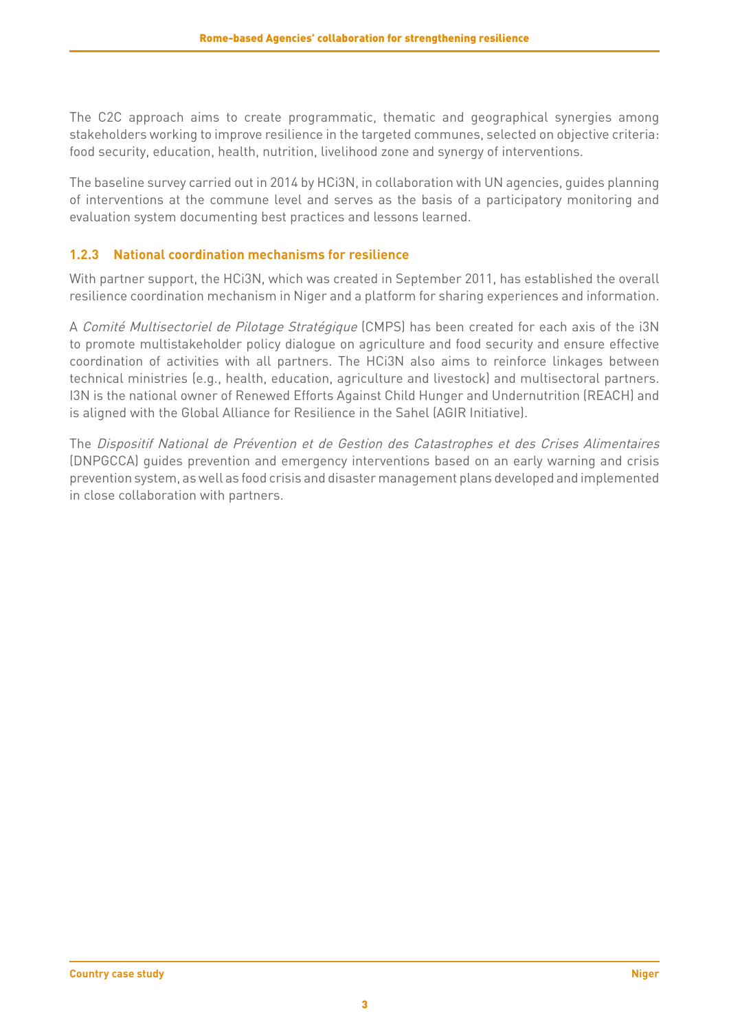The C2C approach aims to create programmatic, thematic and geographical synergies among stakeholders working to improve resilience in the targeted communes, selected on objective criteria: food security, education, health, nutrition, livelihood zone and synergy of interventions.

The baseline survey carried out in 2014 by HCi3N, in collaboration with UN agencies, guides planning of interventions at the commune level and serves as the basis of a participatory monitoring and evaluation system documenting best practices and lessons learned.

### 1.2.3 National coordination mechanisms for resilience

With partner support, the HCi3N, which was created in September 2011, has established the overall resilience coordination mechanism in Niger and a platform for sharing experiences and information.

A *Comité Multisectoriel de Pilotage Stratégique* (CMPS) has been created for each axis of the i3N to promote multistakeholder policy dialogue on agriculture and food security and ensure effective coordination of activities with all partners. The HCi3N also aims to reinforce linkages between technical ministries (e.g., health, education, agriculture and livestock) and multisectoral partners. I3N is the national owner of Renewed Efforts Against Child Hunger and Undernutrition (REACH) and is aligned with the Global Alliance for Resilience in the Sahel (AGIR Initiative).

The *Dispositif National de Prévention et de Gestion des Catastrophes et des Crises Alimentaires* (DNPGCCA) guides prevention and emergency interventions based on an early warning and crisis prevention system, as well as food crisis and disaster management plans developed and implemented in close collaboration with partners.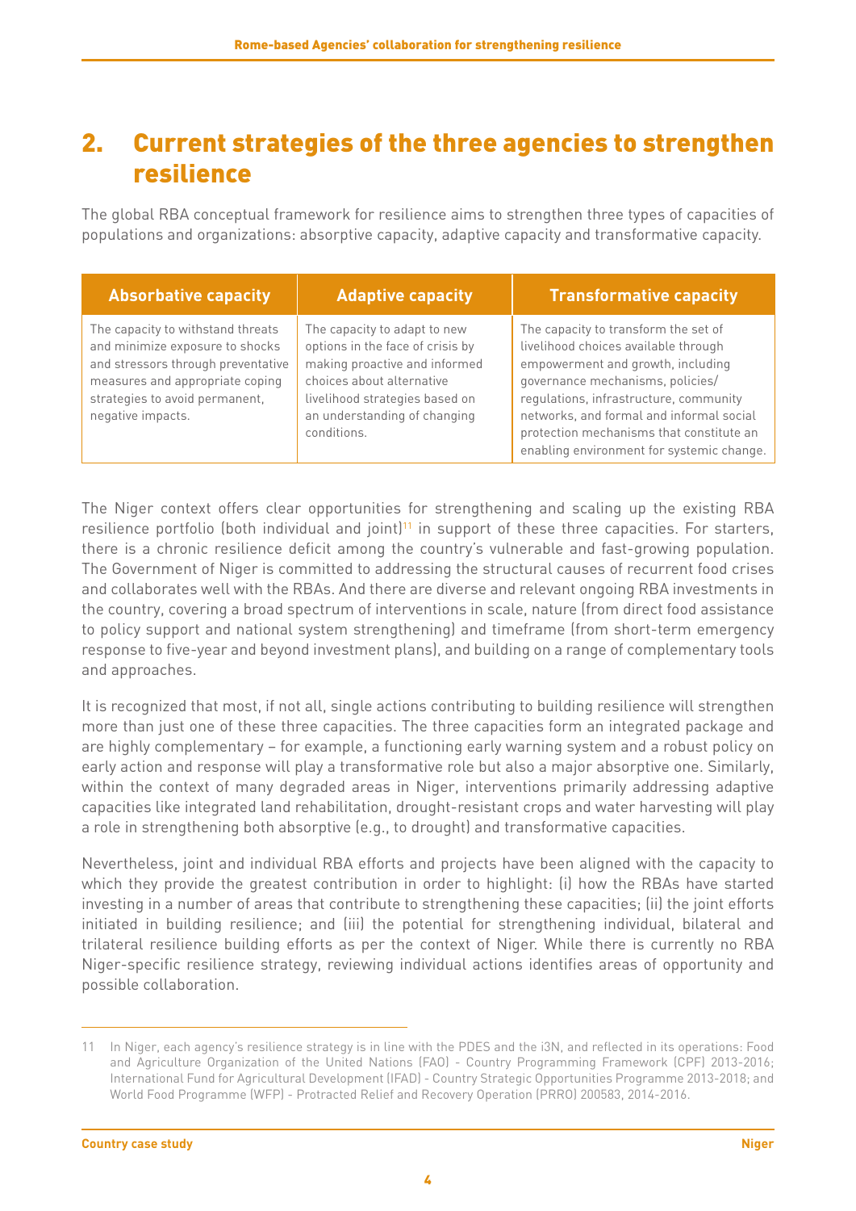## 2. Current strategies of the three agencies to strengthen resilience

The global RBA conceptual framework for resilience aims to strengthen three types of capacities of populations and organizations: absorptive capacity, adaptive capacity and transformative capacity.

| Absorbative capacity | Adaptive capacity | Transformative capacity |
|---|---|---|
| The capacity to withstand threats and minimize exposure to shocks and stressors through preventative measures and appropriate coping strategies to avoid permanent, negative impacts. | The capacity to adapt to new options in the face of crisis by making proactive and informed choices about alternative livelihood strategies based on an understanding of changing conditions. | The capacity to transform the set of livelihood choices available through empowerment and growth, including governance mechanisms, policies/ regulations, infrastructure, community networks, and formal and informal social protection mechanisms that constitute an enabling environment for systemic change. |

The Niger context offers clear opportunities for strengthening and scaling up the existing RBA resilience portfolio (both individual and joint)[11] in support of these three capacities. For starters, there is a chronic resilience deficit among the country's vulnerable and fast-growing population. The Government of Niger is committed to addressing the structural causes of recurrent food crises and collaborates well with the RBAs. And there are diverse and relevant ongoing RBA investments in the country, covering a broad spectrum of interventions in scale, nature (from direct food assistance to policy support and national system strengthening) and timeframe (from short-term emergency response to five-year and beyond investment plans), and building on a range of complementary tools and approaches.

It is recognized that most, if not all, single actions contributing to building resilience will strengthen more than just one of these three capacities. The three capacities form an integrated package and are highly complementary – for example, a functioning early warning system and a robust policy on early action and response will play a transformative role but also a major absorptive one. Similarly, within the context of many degraded areas in Niger, interventions primarily addressing adaptive capacities like integrated land rehabilitation, drought-resistant crops and water harvesting will play a role in strengthening both absorptive (e.g., to drought) and transformative capacities.

Nevertheless, joint and individual RBA efforts and projects have been aligned with the capacity to which they provide the greatest contribution in order to highlight: (i) how the RBAs have started investing in a number of areas that contribute to strengthening these capacities; (ii) the joint efforts initiated in building resilience; and (iii) the potential for strengthening individual, bilateral and trilateral resilience building efforts as per the context of Niger. While there is currently no RBA Niger-specific resilience strategy, reviewing individual actions identifies areas of opportunity and possible collaboration.

---

11 In Niger, each agency's resilience strategy is in line with the PDES and the i3N, and reflected in its operations: Food and Agriculture Organization of the United Nations (FAO) - Country Programming Framework (CPF) 2013-2016; International Fund for Agricultural Development (IFAD) - Country Strategic Opportunities Programme 2013-2018; and World Food Programme (WFP) - Protracted Relief and Recovery Operation (PRRO) 200583, 2014-2016.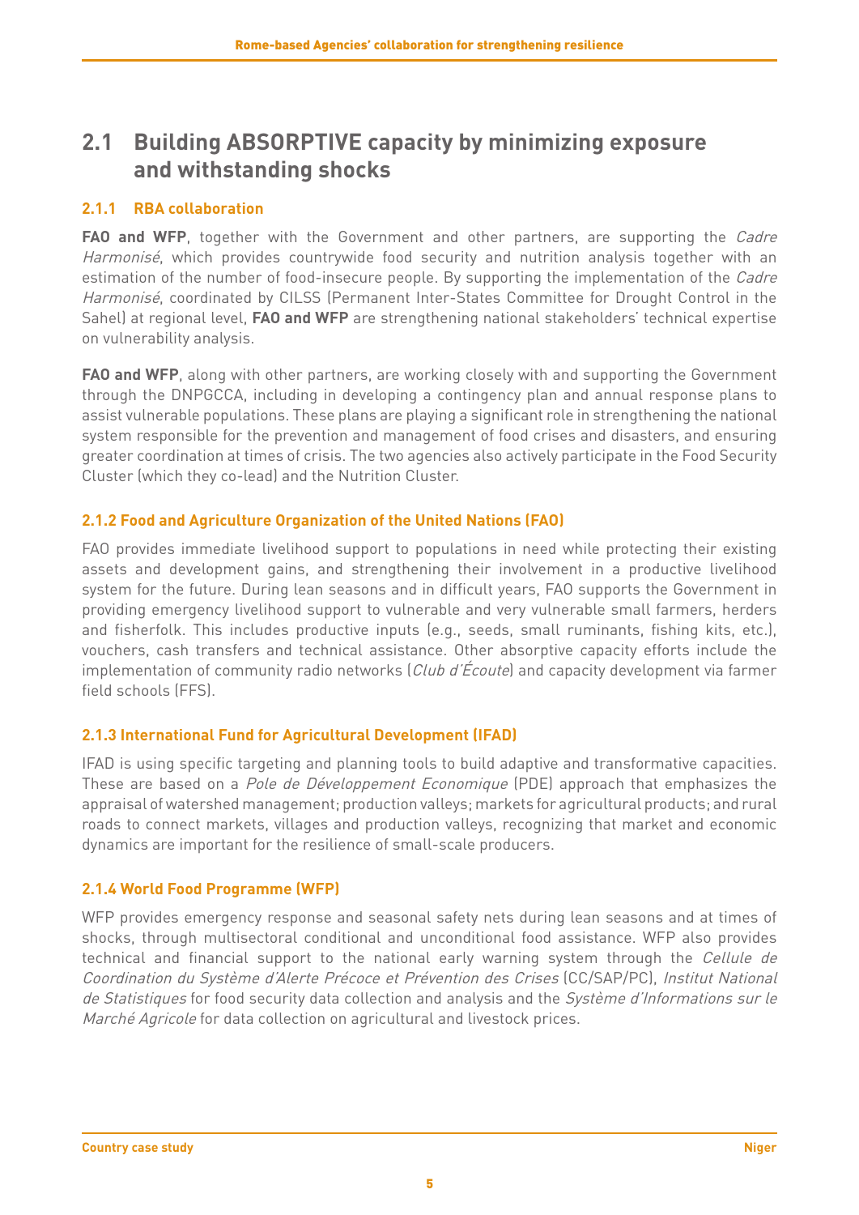## 2.1 Building ABSORPTIVE capacity by minimizing exposure and withstanding shocks

### 2.1.1 RBA collaboration

**FAO and WFP**, together with the Government and other partners, are supporting the *Cadre Harmonisé*, which provides countrywide food security and nutrition analysis together with an estimation of the number of food-insecure people. By supporting the implementation of the *Cadre Harmonisé*, coordinated by CILSS (Permanent Inter-States Committee for Drought Control in the Sahel) at regional level, **FAO and WFP** are strengthening national stakeholders' technical expertise on vulnerability analysis.

**FAO and WFP**, along with other partners, are working closely with and supporting the Government through the DNPGCCA, including in developing a contingency plan and annual response plans to assist vulnerable populations. These plans are playing a significant role in strengthening the national system responsible for the prevention and management of food crises and disasters, and ensuring greater coordination at times of crisis. The two agencies also actively participate in the Food Security Cluster (which they co-lead) and the Nutrition Cluster.

### 2.1.2 Food and Agriculture Organization of the United Nations (FAO)

FAO provides immediate livelihood support to populations in need while protecting their existing assets and development gains, and strengthening their involvement in a productive livelihood system for the future. During lean seasons and in difficult years, FAO supports the Government in providing emergency livelihood support to vulnerable and very vulnerable small farmers, herders and fisherfolk. This includes productive inputs (e.g., seeds, small ruminants, fishing kits, etc.), vouchers, cash transfers and technical assistance. Other absorptive capacity efforts include the implementation of community radio networks (*Club d'Écoute*) and capacity development via farmer field schools (FFS).

### 2.1.3 International Fund for Agricultural Development (IFAD)

IFAD is using specific targeting and planning tools to build adaptive and transformative capacities. These are based on a *Pole de Développement Economique* (PDE) approach that emphasizes the appraisal of watershed management; production valleys; markets for agricultural products; and rural roads to connect markets, villages and production valleys, recognizing that market and economic dynamics are important for the resilience of small-scale producers.

### 2.1.4 World Food Programme (WFP)

WFP provides emergency response and seasonal safety nets during lean seasons and at times of shocks, through multisectoral conditional and unconditional food assistance. WFP also provides technical and financial support to the national early warning system through the *Cellule de Coordination du Système d'Alerte Précoce et Prévention des Crises* (CC/SAP/PC), *Institut National de Statistiques* for food security data collection and analysis and the *Système d'Informations sur le Marché Agricole* for data collection on agricultural and livestock prices.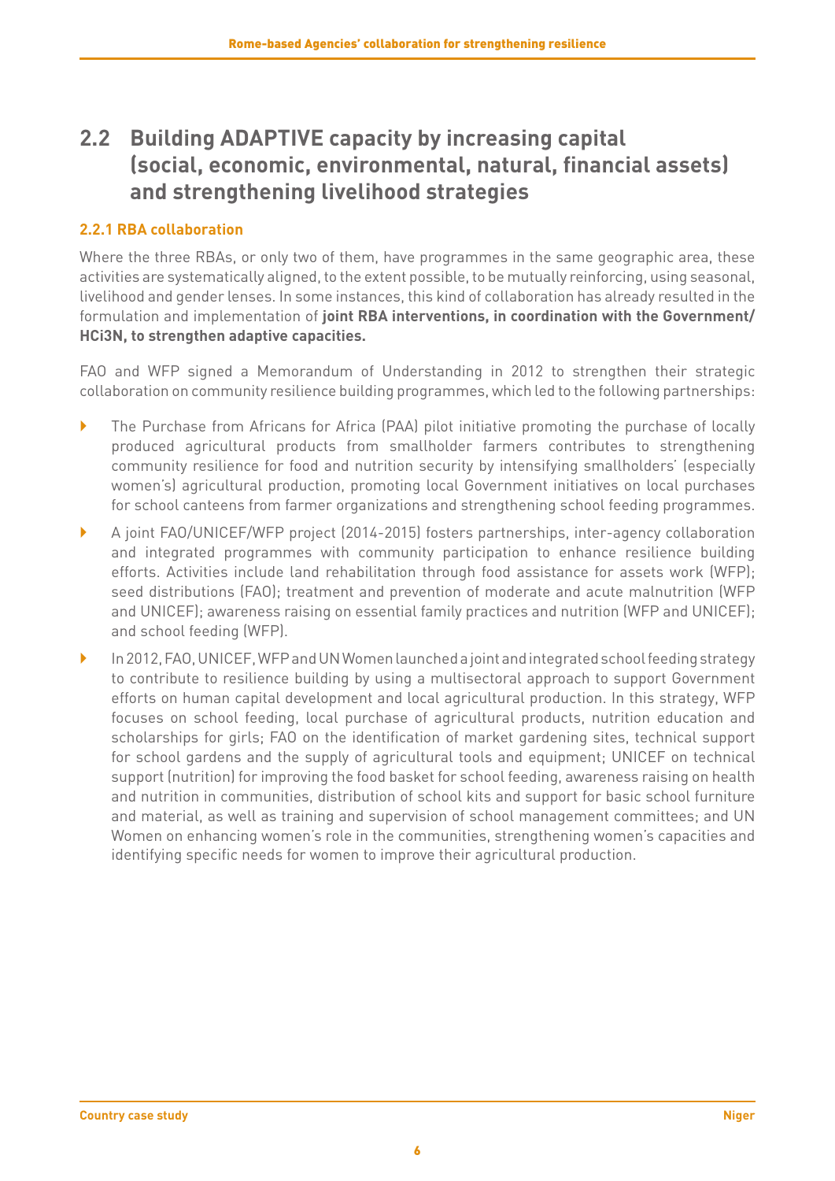## 2.2 Building ADAPTIVE capacity by increasing capital (social, economic, environmental, natural, financial assets) and strengthening livelihood strategies

### 2.2.1 RBA collaboration

Where the three RBAs, or only two of them, have programmes in the same geographic area, these activities are systematically aligned, to the extent possible, to be mutually reinforcing, using seasonal, livelihood and gender lenses. In some instances, this kind of collaboration has already resulted in the formulation and implementation of **joint RBA interventions, in coordination with the Government/ HCi3N, to strengthen adaptive capacities.**

FAO and WFP signed a Memorandum of Understanding in 2012 to strengthen their strategic collaboration on community resilience building programmes, which led to the following partnerships:

- The Purchase from Africans for Africa (PAA) pilot initiative promoting the purchase of locally produced agricultural products from smallholder farmers contributes to strengthening community resilience for food and nutrition security by intensifying smallholders' (especially women's) agricultural production, promoting local Government initiatives on local purchases for school canteens from farmer organizations and strengthening school feeding programmes.
- A joint FAO/UNICEF/WFP project (2014-2015) fosters partnerships, inter-agency collaboration and integrated programmes with community participation to enhance resilience building efforts. Activities include land rehabilitation through food assistance for assets work (WFP); seed distributions (FAO); treatment and prevention of moderate and acute malnutrition (WFP and UNICEF); awareness raising on essential family practices and nutrition (WFP and UNICEF); and school feeding (WFP).
- In 2012, FAO, UNICEF, WFP and UN Women launched a joint and integrated school feeding strategy to contribute to resilience building by using a multisectoral approach to support Government efforts on human capital development and local agricultural production. In this strategy, WFP focuses on school feeding, local purchase of agricultural products, nutrition education and scholarships for girls; FAO on the identification of market gardening sites, technical support for school gardens and the supply of agricultural tools and equipment; UNICEF on technical support (nutrition) for improving the food basket for school feeding, awareness raising on health and nutrition in communities, distribution of school kits and support for basic school furniture and material, as well as training and supervision of school management committees; and UN Women on enhancing women's role in the communities, strengthening women's capacities and identifying specific needs for women to improve their agricultural production.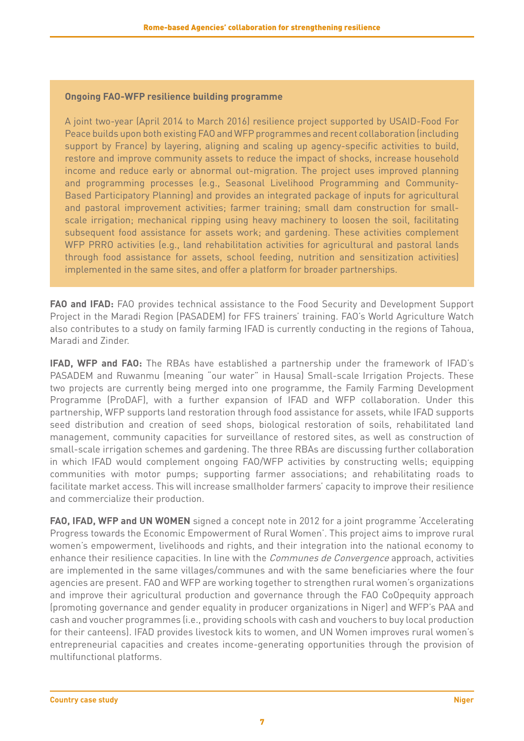**Ongoing FAO-WFP resilience building programme**

A joint two-year (April 2014 to March 2016) resilience project supported by USAID-Food For Peace builds upon both existing FAO and WFP programmes and recent collaboration (including support by France) by layering, aligning and scaling up agency-specific activities to build, restore and improve community assets to reduce the impact of shocks, increase household income and reduce early or abnormal out-migration. The project uses improved planning and programming processes (e.g., Seasonal Livelihood Programming and Community-Based Participatory Planning) and provides an integrated package of inputs for agricultural and pastoral improvement activities; farmer training; small dam construction for small-scale irrigation; mechanical ripping using heavy machinery to loosen the soil, facilitating subsequent food assistance for assets work; and gardening. These activities complement WFP PRRO activities (e.g., land rehabilitation activities for agricultural and pastoral lands through food assistance for assets, school feeding, nutrition and sensitization activities) implemented in the same sites, and offer a platform for broader partnerships.

**FAO and IFAD:** FAO provides technical assistance to the Food Security and Development Support Project in the Maradi Region (PASADEM) for FFS trainers' training. FAO's World Agriculture Watch also contributes to a study on family farming IFAD is currently conducting in the regions of Tahoua, Maradi and Zinder.

**IFAD, WFP and FAO:** The RBAs have established a partnership under the framework of IFAD's PASADEM and Ruwanmu (meaning "our water" in Hausa) Small-scale Irrigation Projects. These two projects are currently being merged into one programme, the Family Farming Development Programme (ProDAF), with a further expansion of IFAD and WFP collaboration. Under this partnership, WFP supports land restoration through food assistance for assets, while IFAD supports seed distribution and creation of seed shops, biological restoration of soils, rehabilitated land management, community capacities for surveillance of restored sites, as well as construction of small-scale irrigation schemes and gardening. The three RBAs are discussing further collaboration in which IFAD would complement ongoing FAO/WFP activities by constructing wells; equipping communities with motor pumps; supporting farmer associations; and rehabilitating roads to facilitate market access. This will increase smallholder farmers' capacity to improve their resilience and commercialize their production.

**FAO, IFAD, WFP and UN WOMEN** signed a concept note in 2012 for a joint programme 'Accelerating Progress towards the Economic Empowerment of Rural Women'. This project aims to improve rural women's empowerment, livelihoods and rights, and their integration into the national economy to enhance their resilience capacities. In line with the *Communes de Convergence* approach, activities are implemented in the same villages/communes and with the same beneficiaries where the four agencies are present. FAO and WFP are working together to strengthen rural women's organizations and improve their agricultural production and governance through the FAO CoOpequity approach (promoting governance and gender equality in producer organizations in Niger) and WFP's PAA and cash and voucher programmes (i.e., providing schools with cash and vouchers to buy local production for their canteens). IFAD provides livestock kits to women, and UN Women improves rural women's entrepreneurial capacities and creates income-generating opportunities through the provision of multifunctional platforms.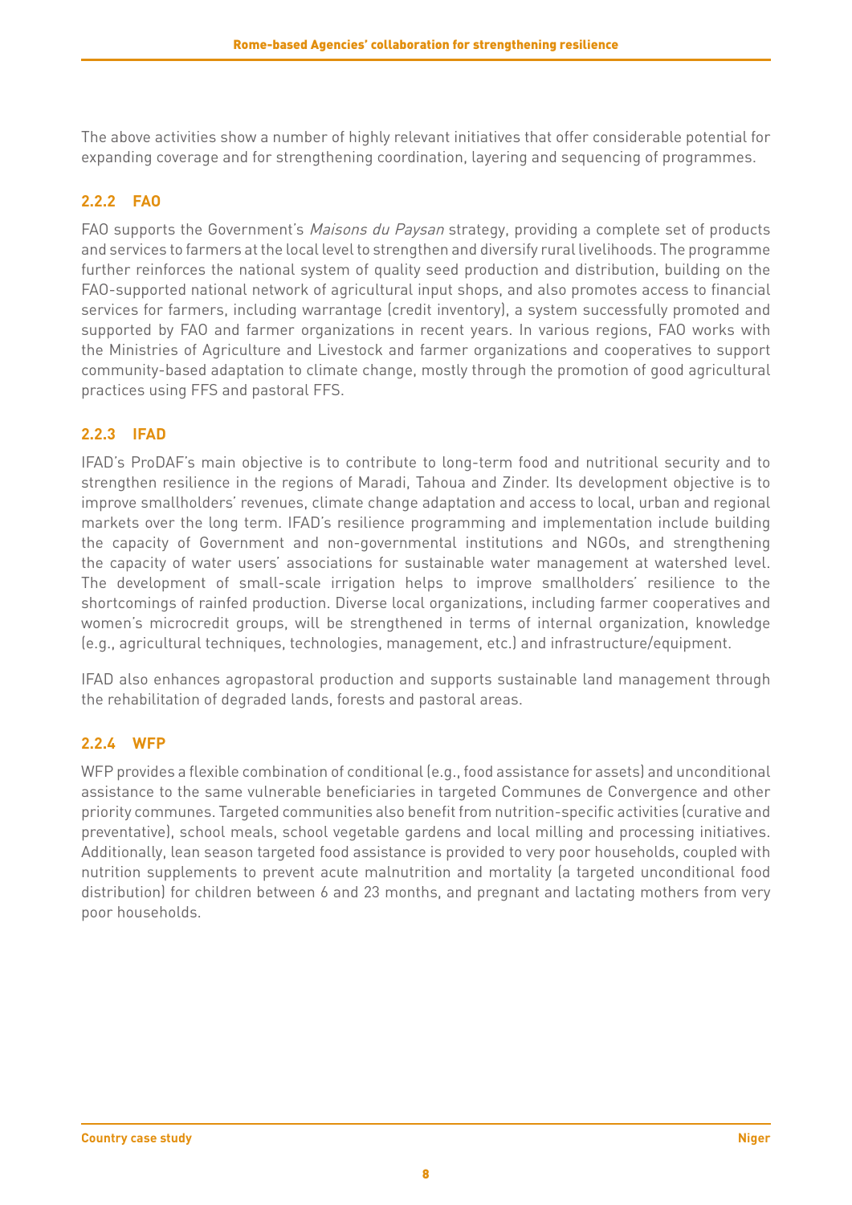The above activities show a number of highly relevant initiatives that offer considerable potential for expanding coverage and for strengthening coordination, layering and sequencing of programmes.

### 2.2.2 FAO

FAO supports the Government's *Maisons du Paysan* strategy, providing a complete set of products and services to farmers at the local level to strengthen and diversify rural livelihoods. The programme further reinforces the national system of quality seed production and distribution, building on the FAO-supported national network of agricultural input shops, and also promotes access to financial services for farmers, including warrantage (credit inventory), a system successfully promoted and supported by FAO and farmer organizations in recent years. In various regions, FAO works with the Ministries of Agriculture and Livestock and farmer organizations and cooperatives to support community-based adaptation to climate change, mostly through the promotion of good agricultural practices using FFS and pastoral FFS.

### 2.2.3 IFAD

IFAD's ProDAF's main objective is to contribute to long-term food and nutritional security and to strengthen resilience in the regions of Maradi, Tahoua and Zinder. Its development objective is to improve smallholders' revenues, climate change adaptation and access to local, urban and regional markets over the long term. IFAD's resilience programming and implementation include building the capacity of Government and non-governmental institutions and NGOs, and strengthening the capacity of water users' associations for sustainable water management at watershed level. The development of small-scale irrigation helps to improve smallholders' resilience to the shortcomings of rainfed production. Diverse local organizations, including farmer cooperatives and women's microcredit groups, will be strengthened in terms of internal organization, knowledge (e.g., agricultural techniques, technologies, management, etc.) and infrastructure/equipment.

IFAD also enhances agropastoral production and supports sustainable land management through the rehabilitation of degraded lands, forests and pastoral areas.

### 2.2.4 WFP

WFP provides a flexible combination of conditional (e.g., food assistance for assets) and unconditional assistance to the same vulnerable beneficiaries in targeted Communes de Convergence and other priority communes. Targeted communities also benefit from nutrition-specific activities (curative and preventative), school meals, school vegetable gardens and local milling and processing initiatives. Additionally, lean season targeted food assistance is provided to very poor households, coupled with nutrition supplements to prevent acute malnutrition and mortality (a targeted unconditional food distribution) for children between 6 and 23 months, and pregnant and lactating mothers from very poor households.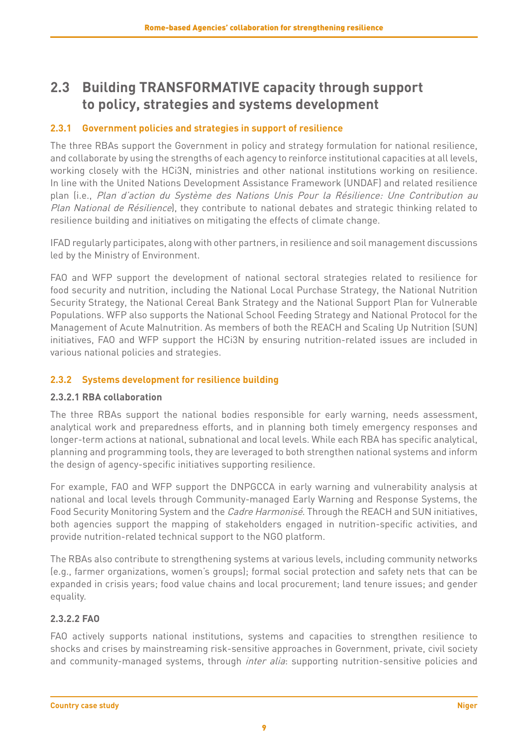## 2.3 Building TRANSFORMATIVE capacity through support to policy, strategies and systems development

### 2.3.1 Government policies and strategies in support of resilience

The three RBAs support the Government in policy and strategy formulation for national resilience, and collaborate by using the strengths of each agency to reinforce institutional capacities at all levels, working closely with the HCi3N, ministries and other national institutions working on resilience. In line with the United Nations Development Assistance Framework (UNDAF) and related resilience plan (i.e., *Plan d'action du Système des Nations Unis Pour la Résilience: Une Contribution au Plan National de Résilience*), they contribute to national debates and strategic thinking related to resilience building and initiatives on mitigating the effects of climate change.

IFAD regularly participates, along with other partners, in resilience and soil management discussions led by the Ministry of Environment.

FAO and WFP support the development of national sectoral strategies related to resilience for food security and nutrition, including the National Local Purchase Strategy, the National Nutrition Security Strategy, the National Cereal Bank Strategy and the National Support Plan for Vulnerable Populations. WFP also supports the National School Feeding Strategy and National Protocol for the Management of Acute Malnutrition. As members of both the REACH and Scaling Up Nutrition (SUN) initiatives, FAO and WFP support the HCi3N by ensuring nutrition-related issues are included in various national policies and strategies.

### 2.3.2 Systems development for resilience building

#### 2.3.2.1 RBA collaboration

The three RBAs support the national bodies responsible for early warning, needs assessment, analytical work and preparedness efforts, and in planning both timely emergency responses and longer-term actions at national, subnational and local levels. While each RBA has specific analytical, planning and programming tools, they are leveraged to both strengthen national systems and inform the design of agency-specific initiatives supporting resilience.

For example, FAO and WFP support the DNPGCCA in early warning and vulnerability analysis at national and local levels through Community-managed Early Warning and Response Systems, the Food Security Monitoring System and the *Cadre Harmonisé*. Through the REACH and SUN initiatives, both agencies support the mapping of stakeholders engaged in nutrition-specific activities, and provide nutrition-related technical support to the NGO platform.

The RBAs also contribute to strengthening systems at various levels, including community networks (e.g., farmer organizations, women's groups); formal social protection and safety nets that can be expanded in crisis years; food value chains and local procurement; land tenure issues; and gender equality.

#### 2.3.2.2 FAO

FAO actively supports national institutions, systems and capacities to strengthen resilience to shocks and crises by mainstreaming risk-sensitive approaches in Government, private, civil society and community-managed systems, through *inter alia*: supporting nutrition-sensitive policies and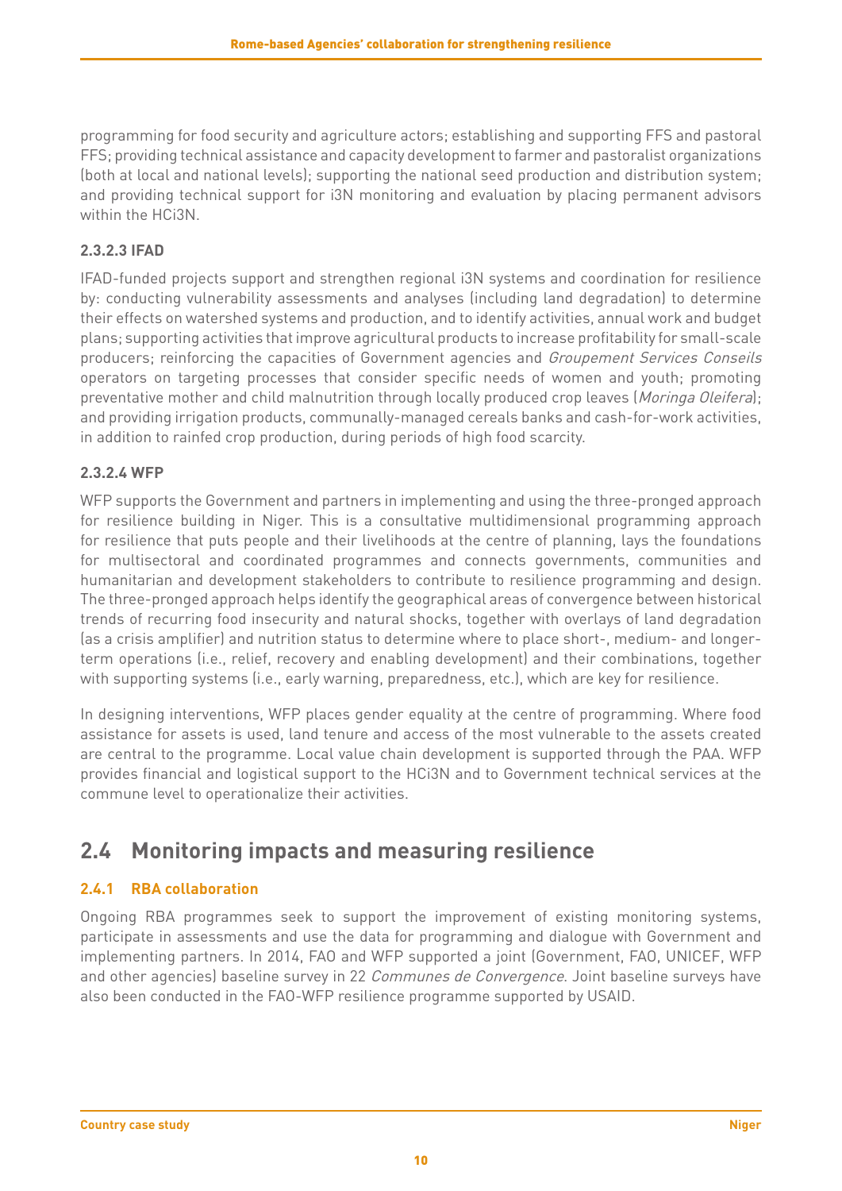programming for food security and agriculture actors; establishing and supporting FFS and pastoral FFS; providing technical assistance and capacity development to farmer and pastoralist organizations (both at local and national levels); supporting the national seed production and distribution system; and providing technical support for i3N monitoring and evaluation by placing permanent advisors within the HCi3N.

#### 2.3.2.3 IFAD

IFAD-funded projects support and strengthen regional i3N systems and coordination for resilience by: conducting vulnerability assessments and analyses (including land degradation) to determine their effects on watershed systems and production, and to identify activities, annual work and budget plans; supporting activities that improve agricultural products to increase profitability for small-scale producers; reinforcing the capacities of Government agencies and *Groupement Services Conseils* operators on targeting processes that consider specific needs of women and youth; promoting preventative mother and child malnutrition through locally produced crop leaves (*Moringa Oleifera*); and providing irrigation products, communally-managed cereals banks and cash-for-work activities, in addition to rainfed crop production, during periods of high food scarcity.

#### 2.3.2.4 WFP

WFP supports the Government and partners in implementing and using the three-pronged approach for resilience building in Niger. This is a consultative multidimensional programming approach for resilience that puts people and their livelihoods at the centre of planning, lays the foundations for multisectoral and coordinated programmes and connects governments, communities and humanitarian and development stakeholders to contribute to resilience programming and design. The three-pronged approach helps identify the geographical areas of convergence between historical trends of recurring food insecurity and natural shocks, together with overlays of land degradation (as a crisis amplifier) and nutrition status to determine where to place short-, medium- and longer-term operations (i.e., relief, recovery and enabling development) and their combinations, together with supporting systems (i.e., early warning, preparedness, etc.), which are key for resilience.

In designing interventions, WFP places gender equality at the centre of programming. Where food assistance for assets is used, land tenure and access of the most vulnerable to the assets created are central to the programme. Local value chain development is supported through the PAA. WFP provides financial and logistical support to the HCi3N and to Government technical services at the commune level to operationalize their activities.

## 2.4 Monitoring impacts and measuring resilience

### 2.4.1 RBA collaboration

Ongoing RBA programmes seek to support the improvement of existing monitoring systems, participate in assessments and use the data for programming and dialogue with Government and implementing partners. In 2014, FAO and WFP supported a joint (Government, FAO, UNICEF, WFP and other agencies) baseline survey in 22 *Communes de Convergence*. Joint baseline surveys have also been conducted in the FAO-WFP resilience programme supported by USAID.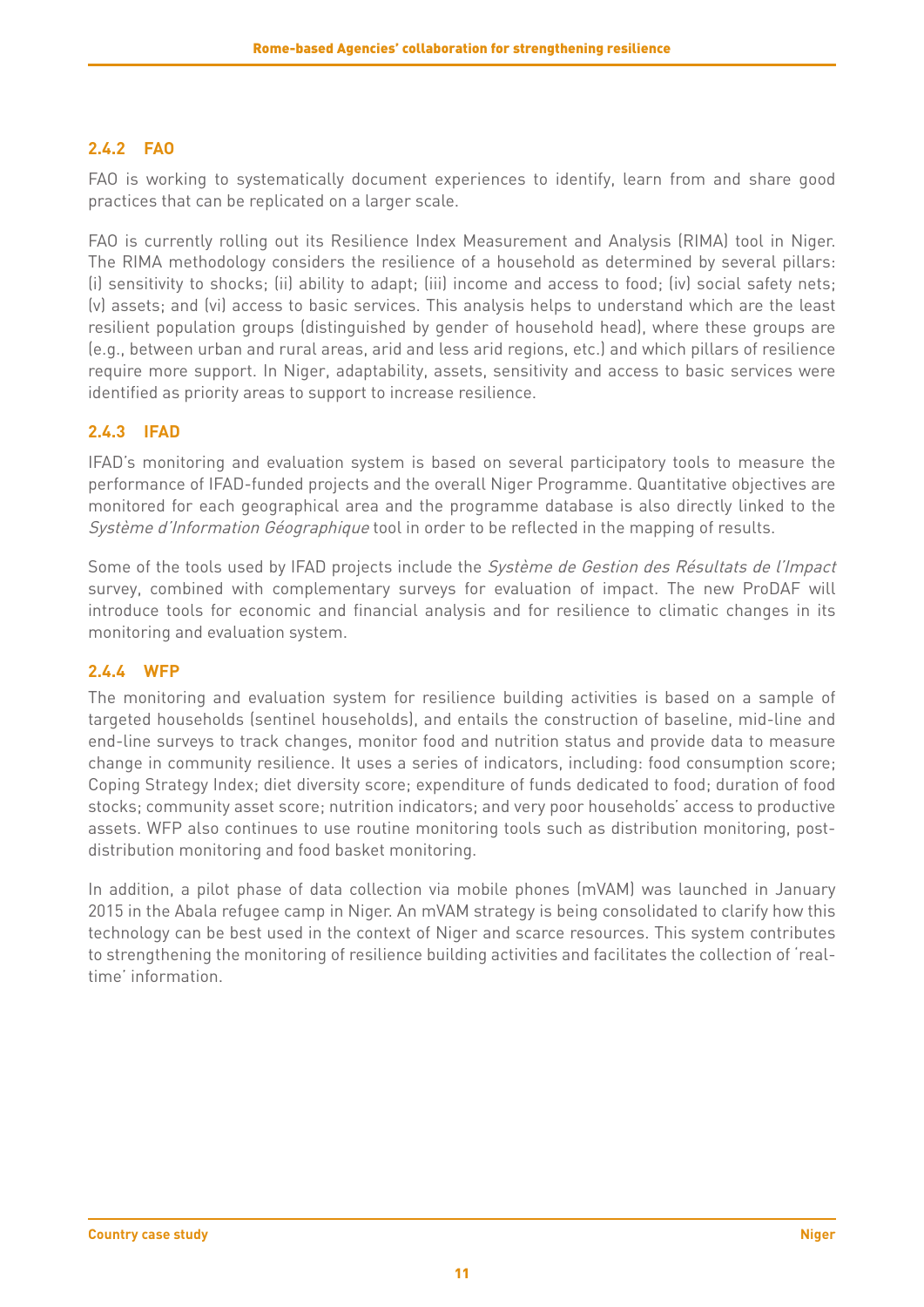#### 2.4.2 FAO

FAO is working to systematically document experiences to identify, learn from and share good practices that can be replicated on a larger scale.

FAO is currently rolling out its Resilience Index Measurement and Analysis (RIMA) tool in Niger. The RIMA methodology considers the resilience of a household as determined by several pillars: (i) sensitivity to shocks; (ii) ability to adapt; (iii) income and access to food; (iv) social safety nets; (v) assets; and (vi) access to basic services. This analysis helps to understand which are the least resilient population groups (distinguished by gender of household head), where these groups are (e.g., between urban and rural areas, arid and less arid regions, etc.) and which pillars of resilience require more support. In Niger, adaptability, assets, sensitivity and access to basic services were identified as priority areas to support to increase resilience.

#### 2.4.3 IFAD

IFAD's monitoring and evaluation system is based on several participatory tools to measure the performance of IFAD-funded projects and the overall Niger Programme. Quantitative objectives are monitored for each geographical area and the programme database is also directly linked to the *Système d'Information Géographique* tool in order to be reflected in the mapping of results.

Some of the tools used by IFAD projects include the *Système de Gestion des Résultats de l'Impact* survey, combined with complementary surveys for evaluation of impact. The new ProDAF will introduce tools for economic and financial analysis and for resilience to climatic changes in its monitoring and evaluation system.

#### 2.4.4 WFP

The monitoring and evaluation system for resilience building activities is based on a sample of targeted households (sentinel households), and entails the construction of baseline, mid-line and end-line surveys to track changes, monitor food and nutrition status and provide data to measure change in community resilience. It uses a series of indicators, including: food consumption score; Coping Strategy Index; diet diversity score; expenditure of funds dedicated to food; duration of food stocks; community asset score; nutrition indicators; and very poor households' access to productive assets. WFP also continues to use routine monitoring tools such as distribution monitoring, post-distribution monitoring and food basket monitoring.

In addition, a pilot phase of data collection via mobile phones (mVAM) was launched in January 2015 in the Abala refugee camp in Niger. An mVAM strategy is being consolidated to clarify how this technology can be best used in the context of Niger and scarce resources. This system contributes to strengthening the monitoring of resilience building activities and facilitates the collection of 'real-time' information.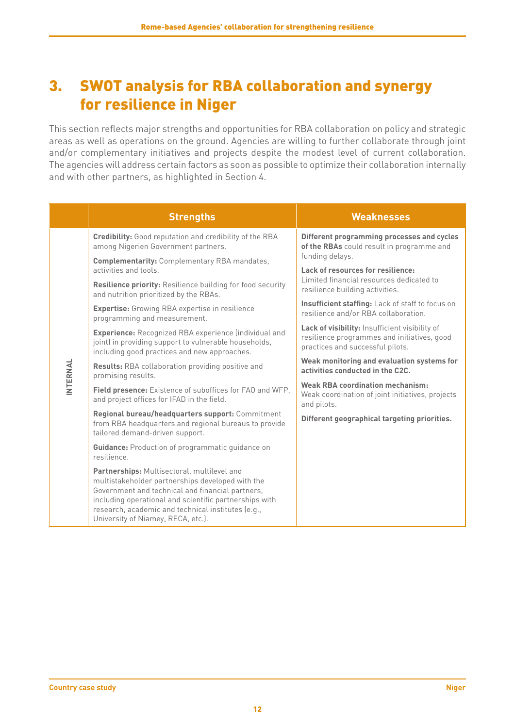# 3. SWOT analysis for RBA collaboration and synergy for resilience in Niger

This section reflects major strengths and opportunities for RBA collaboration on policy and strategic areas as well as operations on the ground. Agencies are willing to further collaborate through joint and/or complementary initiatives and projects despite the modest level of current collaboration. The agencies will address certain factors as soon as possible to optimize their collaboration internally and with other partners, as highlighted in Section 4.

| | Strengths | Weaknesses |
|---|---|---|
| INTERNAL | **Credibility:** Good reputation and credibility of the RBA among Nigerien Government partners.<br><br>**Complementarity:** Complementary RBA mandates, activities and tools.<br><br>**Resilience priority:** Resilience building for food security and nutrition prioritized by the RBAs.<br><br>**Expertise:** Growing RBA expertise in resilience programming and measurement.<br><br>**Experience:** Recognized RBA experience (individual and joint) in providing support to vulnerable households, including good practices and new approaches.<br><br>**Results:** RBA collaboration providing positive and promising results.<br><br>**Field presence:** Existence of suboffices for FAO and WFP, and project offices for IFAD in the field.<br><br>**Regional bureau/headquarters support:** Commitment from RBA headquarters and regional bureaus to provide tailored demand-driven support.<br><br>**Guidance:** Production of programmatic guidance on resilience.<br><br>**Partnerships:** Multisectoral, multilevel and multistakeholder partnerships developed with the Government and technical and financial partners, including operational and scientific partnerships with research, academic and technical institutes (e.g., University of Niamey, RECA, etc.). | **Different programming processes and cycles of the RBAs** could result in programme and funding delays.<br><br>**Lack of resources for resilience:** Limited financial resources dedicated to resilience building activities.<br><br>**Insufficient staffing:** Lack of staff to focus on resilience and/or RBA collaboration.<br><br>**Lack of visibility:** Insufficient visibility of resilience programmes and initiatives, good practices and successful pilots.<br><br>**Weak monitoring and evaluation systems for activities conducted in the C2C.**<br><br>**Weak RBA coordination mechanism:** Weak coordination of joint initiatives, projects and pilots.<br><br>**Different geographical targeting priorities.** |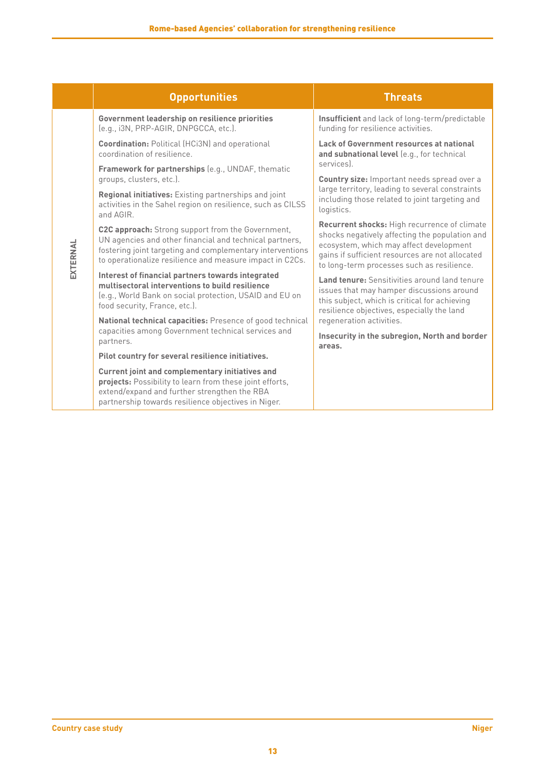|  | Opportunities | Threats |
|---|---|---|
| EXTERNAL | **Government leadership on resilience priorities** (e.g., i3N, PRP-AGIR, DNPGCCA, etc.).<br><br>**Coordination:** Political (HCi3N) and operational coordination of resilience.<br><br>**Framework for partnerships** (e.g., UNDAF, thematic groups, clusters, etc.).<br><br>**Regional initiatives:** Existing partnerships and joint activities in the Sahel region on resilience, such as CILSS and AGIR.<br><br>**C2C approach:** Strong support from the Government, UN agencies and other financial and technical partners, fostering joint targeting and complementary interventions to operationalize resilience and measure impact in C2Cs.<br><br>**Interest of financial partners towards integrated multisectoral interventions to build resilience** (e.g., World Bank on social protection, USAID and EU on food security, France, etc.).<br><br>**National technical capacities:** Presence of good technical capacities among Government technical services and partners.<br><br>**Pilot country for several resilience initiatives.**<br><br>**Current joint and complementary initiatives and projects:** Possibility to learn from these joint efforts, extend/expand and further strengthen the RBA partnership towards resilience objectives in Niger. | **Insufficient** and lack of long-term/predictable funding for resilience activities.<br><br>**Lack of Government resources at national and subnational level** (e.g., for technical services).<br><br>**Country size:** Important needs spread over a large territory, leading to several constraints including those related to joint targeting and logistics.<br><br>**Recurrent shocks:** High recurrence of climate shocks negatively affecting the population and ecosystem, which may affect development gains if sufficient resources are not allocated to long-term processes such as resilience.<br><br>**Land tenure:** Sensitivities around land tenure issues that may hamper discussions around this subject, which is critical for achieving resilience objectives, especially the land regeneration activities.<br><br>**Insecurity in the subregion, North and border areas.** |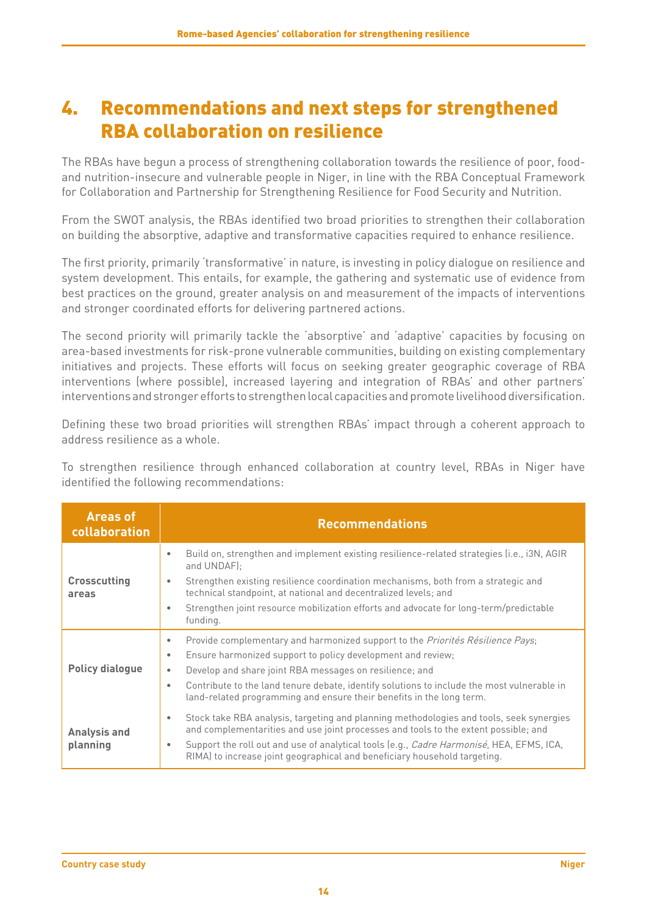# 4. Recommendations and next steps for strengthened RBA collaboration on resilience

The RBAs have begun a process of strengthening collaboration towards the resilience of poor, food- and nutrition-insecure and vulnerable people in Niger, in line with the RBA Conceptual Framework for Collaboration and Partnership for Strengthening Resilience for Food Security and Nutrition.

From the SWOT analysis, the RBAs identified two broad priorities to strengthen their collaboration on building the absorptive, adaptive and transformative capacities required to enhance resilience.

The first priority, primarily 'transformative' in nature, is investing in policy dialogue on resilience and system development. This entails, for example, the gathering and systematic use of evidence from best practices on the ground, greater analysis on and measurement of the impacts of interventions and stronger coordinated efforts for delivering partnered actions.

The second priority will primarily tackle the 'absorptive' and 'adaptive' capacities by focusing on area-based investments for risk-prone vulnerable communities, building on existing complementary initiatives and projects. These efforts will focus on seeking greater geographic coverage of RBA interventions (where possible), increased layering and integration of RBAs' and other partners' interventions and stronger efforts to strengthen local capacities and promote livelihood diversification.

Defining these two broad priorities will strengthen RBAs' impact through a coherent approach to address resilience as a whole.

To strengthen resilience through enhanced collaboration at country level, RBAs in Niger have identified the following recommendations:

| Areas of collaboration | Recommendations |
|---|---|
| **Crosscutting areas** | • Build on, strengthen and implement existing resilience-related strategies (i.e., i3N, AGIR and UNDAF);<br>• Strengthen existing resilience coordination mechanisms, both from a strategic and technical standpoint, at national and decentralized levels; and<br>• Strengthen joint resource mobilization efforts and advocate for long-term/predictable funding. |
| **Policy dialogue** | • Provide complementary and harmonized support to the *Priorités Résilience Pays*;<br>• Ensure harmonized support to policy development and review;<br>• Develop and share joint RBA messages on resilience; and<br>• Contribute to the land tenure debate, identify solutions to include the most vulnerable in land-related programming and ensure their benefits in the long term. |
| **Analysis and planning** | • Stock take RBA analysis, targeting and planning methodologies and tools, seek synergies and complementarities and use joint processes and tools to the extent possible; and<br>• Support the roll out and use of analytical tools (e.g., *Cadre Harmonisé*, HEA, EFMS, ICA, RIMA) to increase joint geographical and beneficiary household targeting. |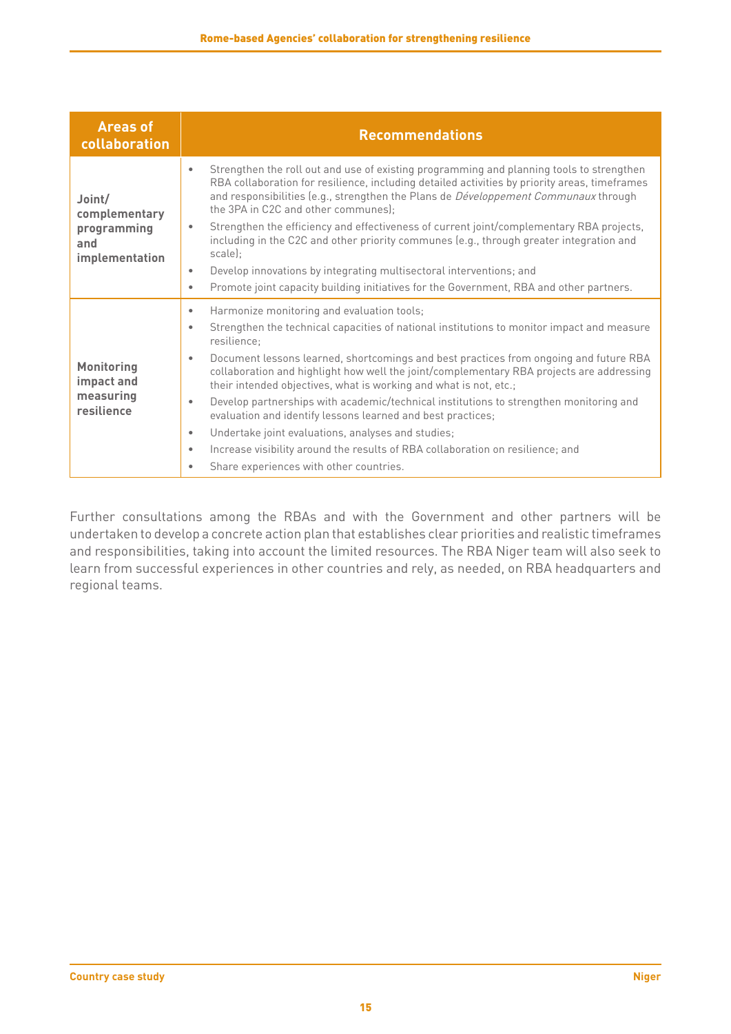| Areas of collaboration | Recommendations |
| --- | --- |
| **Joint/ complementary programming and implementation** | • Strengthen the roll out and use of existing programming and planning tools to strengthen RBA collaboration for resilience, including detailed activities by priority areas, timeframes and responsibilities (e.g., strengthen the Plans de *Développement Communaux* through the 3PA in C2C and other communes);<br>• Strengthen the efficiency and effectiveness of current joint/complementary RBA projects, including in the C2C and other priority communes (e.g., through greater integration and scale);<br>• Develop innovations by integrating multisectoral interventions; and<br>• Promote joint capacity building initiatives for the Government, RBA and other partners. |
| **Monitoring impact and measuring resilience** | • Harmonize monitoring and evaluation tools;<br>• Strengthen the technical capacities of national institutions to monitor impact and measure resilience;<br>• Document lessons learned, shortcomings and best practices from ongoing and future RBA collaboration and highlight how well the joint/complementary RBA projects are addressing their intended objectives, what is working and what is not, etc.;<br>• Develop partnerships with academic/technical institutions to strengthen monitoring and evaluation and identify lessons learned and best practices;<br>• Undertake joint evaluations, analyses and studies;<br>• Increase visibility around the results of RBA collaboration on resilience; and<br>• Share experiences with other countries. |

Further consultations among the RBAs and with the Government and other partners will be undertaken to develop a concrete action plan that establishes clear priorities and realistic timeframes and responsibilities, taking into account the limited resources. The RBA Niger team will also seek to learn from successful experiences in other countries and rely, as needed, on RBA headquarters and regional teams.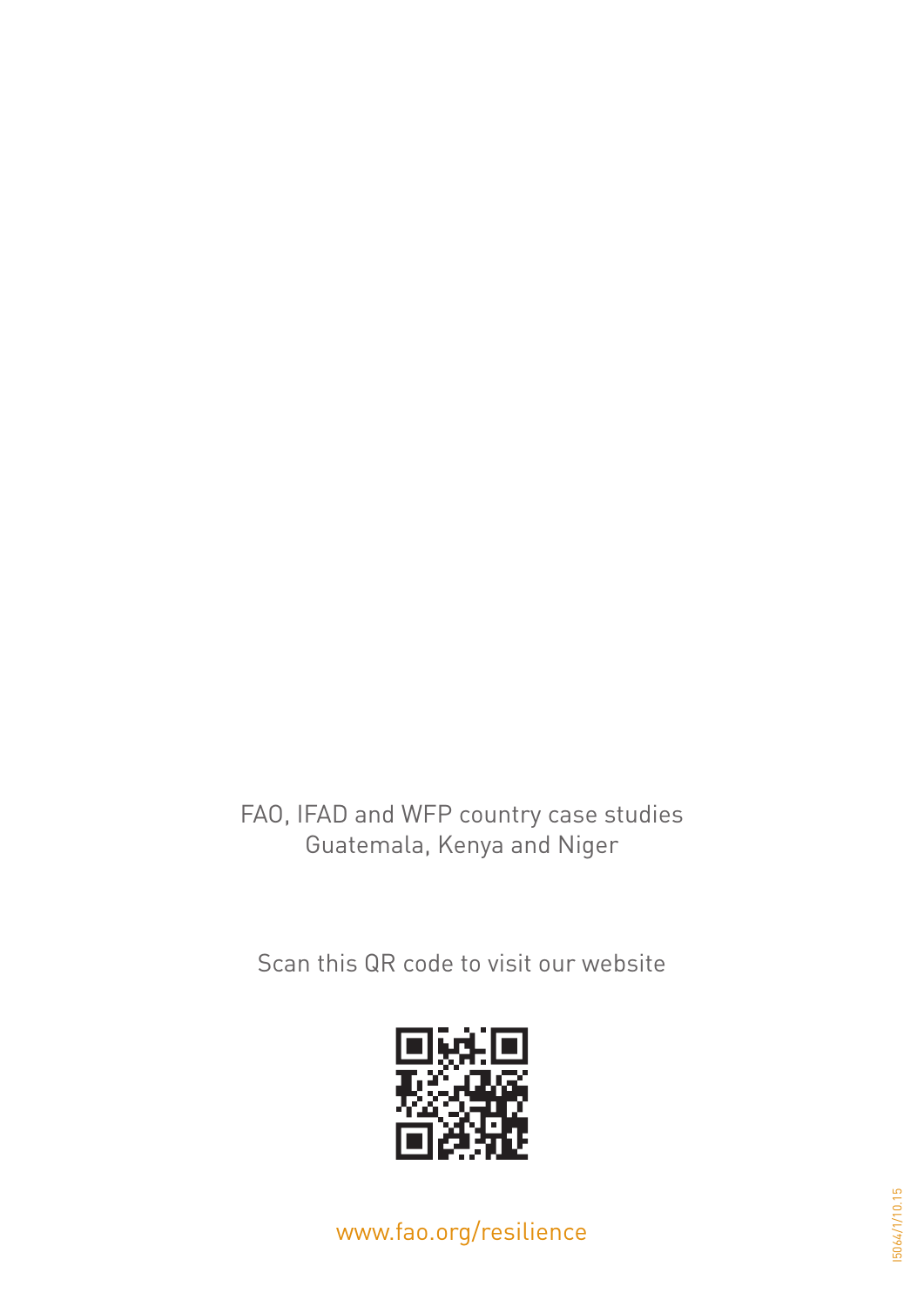FAO, IFAD and WFP country case studies
Guatemala, Kenya and Niger

Scan this QR code to visit our website

www.fao.org/resilience

I5064/1/10.15